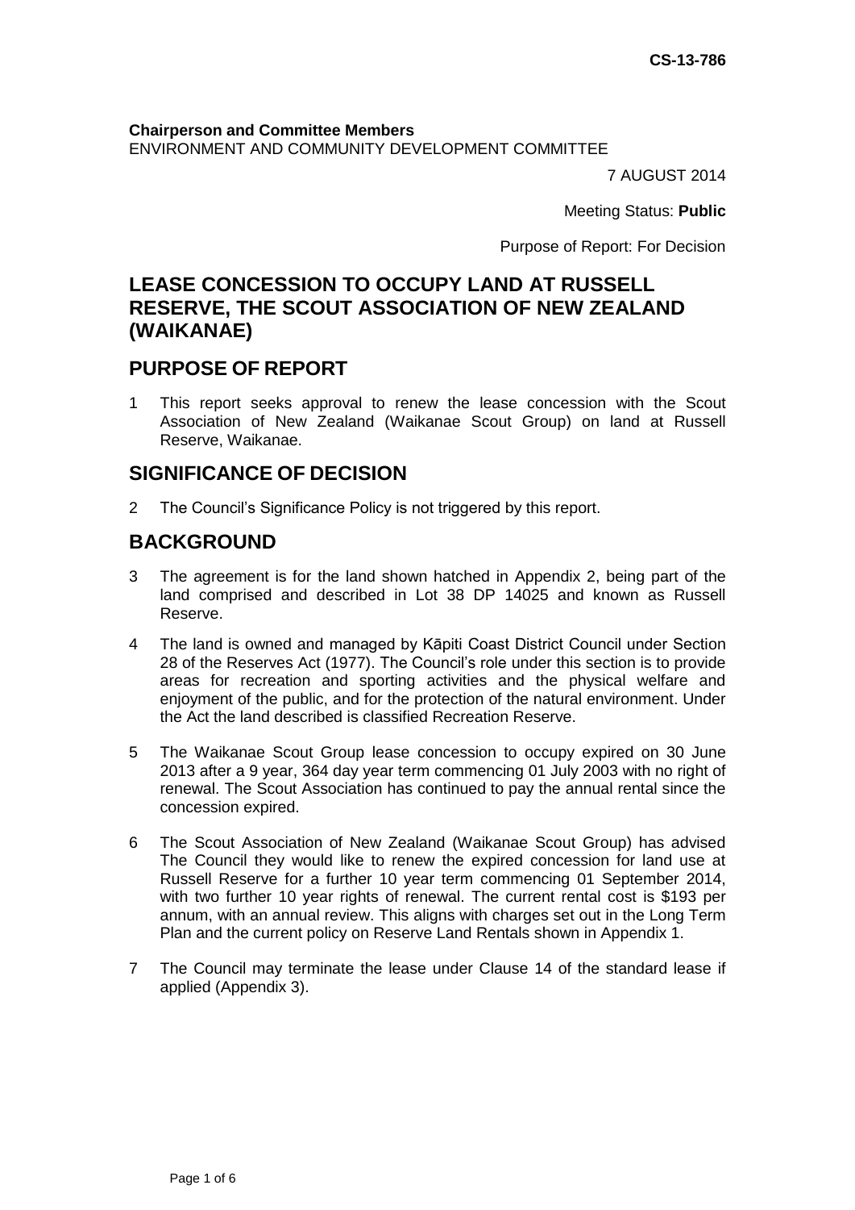CS-13-786

**Chairperson and Committee Members**
ENVIRONMENT AND COMMUNITY DEVELOPMENT COMMITTEE

7 AUGUST 2014

Meeting Status: **Public**

Purpose of Report: For Decision

## LEASE CONCESSION TO OCCUPY LAND AT RUSSELL RESERVE, THE SCOUT ASSOCIATION OF NEW ZEALAND (WAIKANAE)

## PURPOSE OF REPORT

1 This report seeks approval to renew the lease concession with the Scout Association of New Zealand (Waikanae Scout Group) on land at Russell Reserve, Waikanae.

## SIGNIFICANCE OF DECISION

2 The Council's Significance Policy is not triggered by this report.

## BACKGROUND

3 The agreement is for the land shown hatched in Appendix 2, being part of the land comprised and described in Lot 38 DP 14025 and known as Russell Reserve.

4 The land is owned and managed by Kāpiti Coast District Council under Section 28 of the Reserves Act (1977). The Council's role under this section is to provide areas for recreation and sporting activities and the physical welfare and enjoyment of the public, and for the protection of the natural environment. Under the Act the land described is classified Recreation Reserve.

5 The Waikanae Scout Group lease concession to occupy expired on 30 June 2013 after a 9 year, 364 day year term commencing 01 July 2003 with no right of renewal. The Scout Association has continued to pay the annual rental since the concession expired.

6 The Scout Association of New Zealand (Waikanae Scout Group) has advised The Council they would like to renew the expired concession for land use at Russell Reserve for a further 10 year term commencing 01 September 2014, with two further 10 year rights of renewal. The current rental cost is $193 per annum, with an annual review. This aligns with charges set out in the Long Term Plan and the current policy on Reserve Land Rentals shown in Appendix 1.

7 The Council may terminate the lease under Clause 14 of the standard lease if applied (Appendix 3).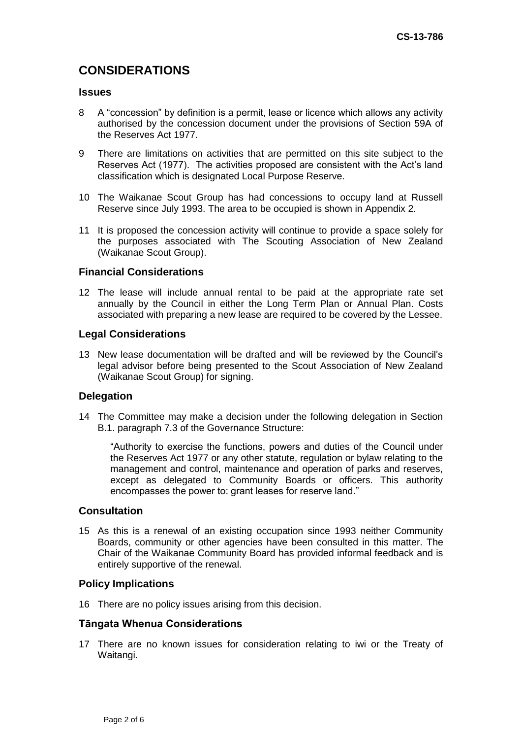# CONSIDERATIONS

## Issues

8 A "concession" by definition is a permit, lease or licence which allows any activity authorised by the concession document under the provisions of Section 59A of the Reserves Act 1977.

9 There are limitations on activities that are permitted on this site subject to the Reserves Act (1977). The activities proposed are consistent with the Act's land classification which is designated Local Purpose Reserve.

10 The Waikanae Scout Group has had concessions to occupy land at Russell Reserve since July 1993. The area to be occupied is shown in Appendix 2.

11 It is proposed the concession activity will continue to provide a space solely for the purposes associated with The Scouting Association of New Zealand (Waikanae Scout Group).

## Financial Considerations

12 The lease will include annual rental to be paid at the appropriate rate set annually by the Council in either the Long Term Plan or Annual Plan. Costs associated with preparing a new lease are required to be covered by the Lessee.

## Legal Considerations

13 New lease documentation will be drafted and will be reviewed by the Council's legal advisor before being presented to the Scout Association of New Zealand (Waikanae Scout Group) for signing.

## Delegation

14 The Committee may make a decision under the following delegation in Section B.1. paragraph 7.3 of the Governance Structure:

> "Authority to exercise the functions, powers and duties of the Council under the Reserves Act 1977 or any other statute, regulation or bylaw relating to the management and control, maintenance and operation of parks and reserves, except as delegated to Community Boards or officers. This authority encompasses the power to: grant leases for reserve land."

## Consultation

15 As this is a renewal of an existing occupation since 1993 neither Community Boards, community or other agencies have been consulted in this matter. The Chair of the Waikanae Community Board has provided informal feedback and is entirely supportive of the renewal.

## Policy Implications

16 There are no policy issues arising from this decision.

## Tāngata Whenua Considerations

17 There are no known issues for consideration relating to iwi or the Treaty of Waitangi.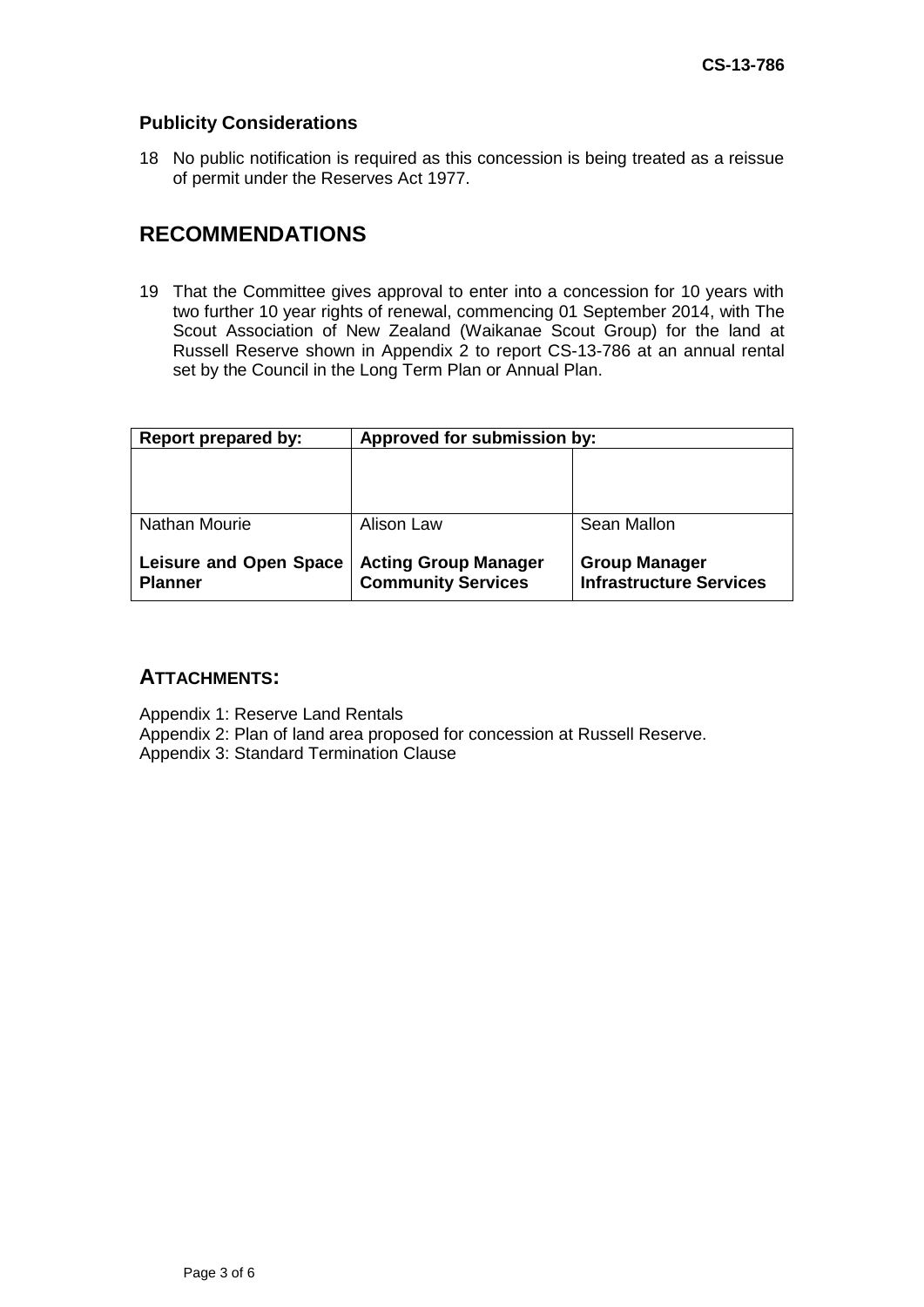### Publicity Considerations

18 No public notification is required as this concession is being treated as a reissue of permit under the Reserves Act 1977.

## RECOMMENDATIONS

19 That the Committee gives approval to enter into a concession for 10 years with two further 10 year rights of renewal, commencing 01 September 2014, with The Scout Association of New Zealand (Waikanae Scout Group) for the land at Russell Reserve shown in Appendix 2 to report CS-13-786 at an annual rental set by the Council in the Long Term Plan or Annual Plan.

| Report prepared by: | Approved for submission by: | |
|---|---|---|
| | | |
| Nathan Mourie<br><br>**Leisure and Open Space Planner** | Alison Law<br><br>**Acting Group Manager Community Services** | Sean Mallon<br><br>**Group Manager Infrastructure Services** |

## ATTACHMENTS:

Appendix 1: Reserve Land Rentals
Appendix 2: Plan of land area proposed for concession at Russell Reserve.
Appendix 3: Standard Termination Clause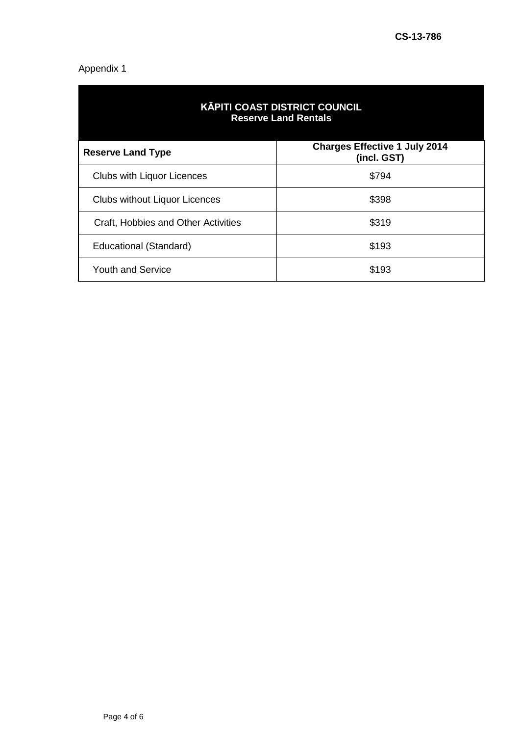CS-13-786

Appendix 1

| **KĀPITI COAST DISTRICT COUNCIL<br>Reserve Land Rentals** | |
|---|---|
| **Reserve Land Type** | **Charges Effective 1 July 2014 (incl. GST)** |
| Clubs with Liquor Licences | $794 |
| Clubs without Liquor Licences | $398 |
| Craft, Hobbies and Other Activities | $319 |
| Educational (Standard) | $193 |
| Youth and Service | $193 |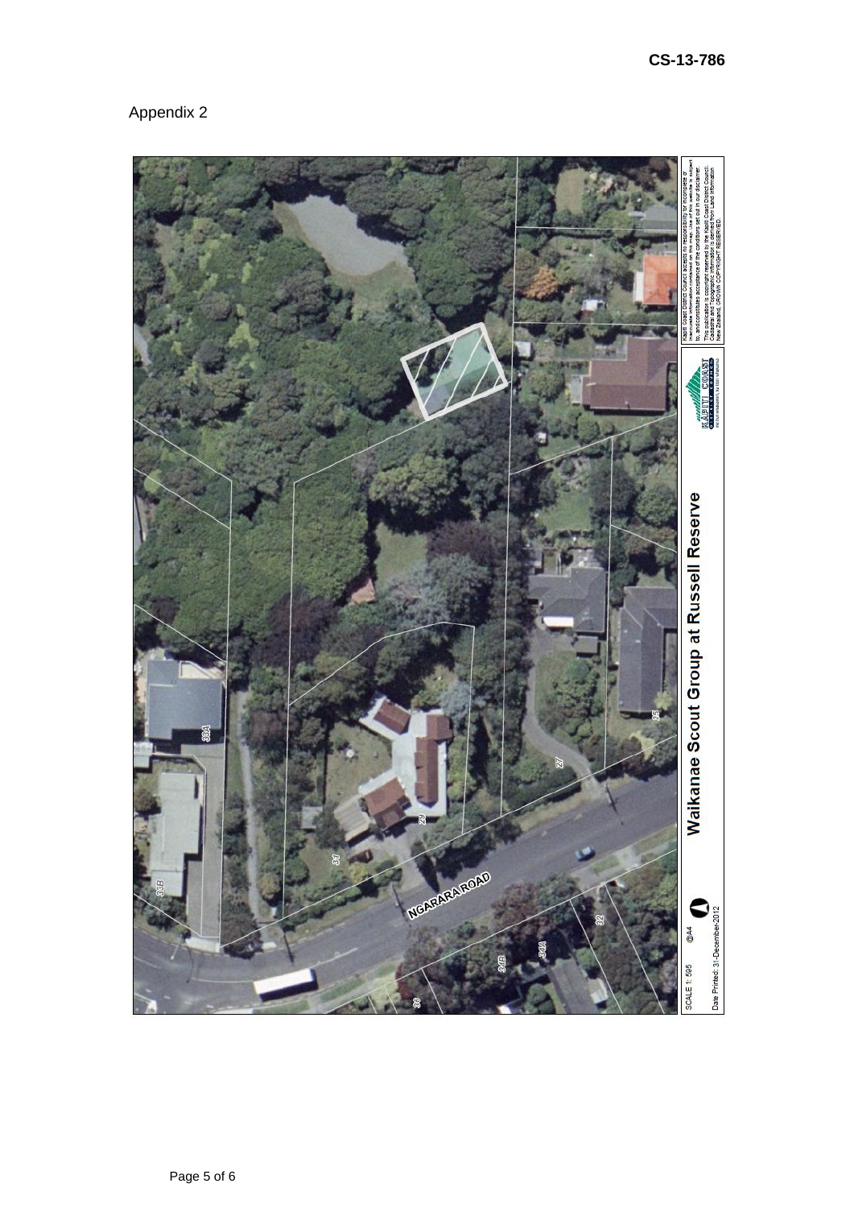CS-13-786

Appendix 2

Waikanae Scout Group at Russell Reserve

SCALE 1: 595 @A4

Date Printed: 31-December-2012

NGARARA ROAD

Kapiti Coast District Council accepts no responsibility for incomplete or inaccurate information contained on this map. Use of this website is subject to, and constitutes acceptance of the conditions set out in our disclaimer. This publication is copyright reserved by the Kapiti Coast District Council. Cadastral and Topographic information is derived from Land Information New Zealand. CROWN COPYRIGHT RESERVED.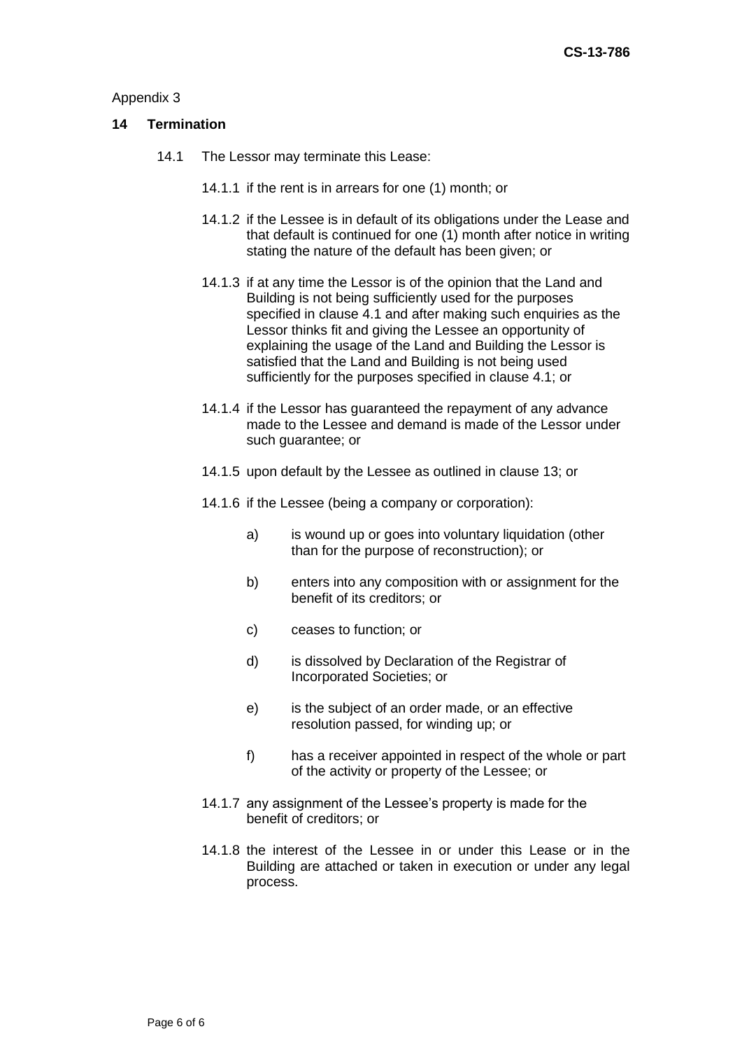Appendix 3

## 14 Termination

14.1 The Lessor may terminate this Lease:

14.1.1 if the rent is in arrears for one (1) month; or

14.1.2 if the Lessee is in default of its obligations under the Lease and that default is continued for one (1) month after notice in writing stating the nature of the default has been given; or

14.1.3 if at any time the Lessor is of the opinion that the Land and Building is not being sufficiently used for the purposes specified in clause 4.1 and after making such enquiries as the Lessor thinks fit and giving the Lessee an opportunity of explaining the usage of the Land and Building the Lessor is satisfied that the Land and Building is not being used sufficiently for the purposes specified in clause 4.1; or

14.1.4 if the Lessor has guaranteed the repayment of any advance made to the Lessee and demand is made of the Lessor under such guarantee; or

14.1.5 upon default by the Lessee as outlined in clause 13; or

14.1.6 if the Lessee (being a company or corporation):

a) is wound up or goes into voluntary liquidation (other than for the purpose of reconstruction); or

b) enters into any composition with or assignment for the benefit of its creditors; or

c) ceases to function; or

d) is dissolved by Declaration of the Registrar of Incorporated Societies; or

e) is the subject of an order made, or an effective resolution passed, for winding up; or

f) has a receiver appointed in respect of the whole or part of the activity or property of the Lessee; or

14.1.7 any assignment of the Lessee's property is made for the benefit of creditors; or

14.1.8 the interest of the Lessee in or under this Lease or in the Building are attached or taken in execution or under any legal process.